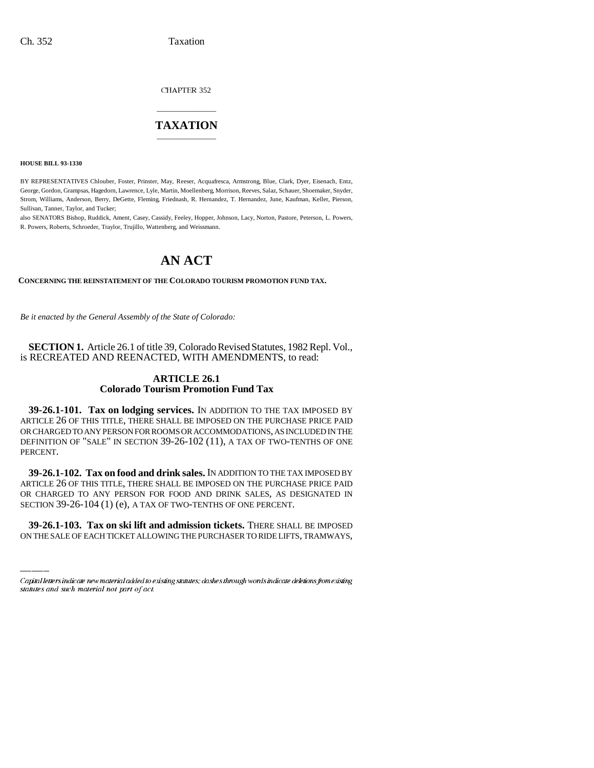CHAPTER 352

# TAXATION

**HOUSE BILL 93-1330**

BY REPRESENTATIVES Chlouber, Foster, Prinster, May, Reeser, Acquafresca, Armstrong, Blue, Clark, Dyer, Eisenach, Entz, George, Gordon, Grampsas, Hagedorn, Lawrence, Lyle, Martin, Moellenberg, Morrison, Reeves, Salaz, Schauer, Shoemaker, Snyder, Strom, Williams, Anderson, Berry, DeGette, Fleming, Friednash, R. Hernandez, T. Hernandez, June, Kaufman, Keller, Pierson, Sullivan, Tanner, Taylor, and Tucker;

also SENATORS Bishop, Ruddick, Ament, Casey, Cassidy, Feeley, Hopper, Johnson, Lacy, Norton, Pastore, Peterson, L. Powers, R. Powers, Roberts, Schroeder, Traylor, Trujillo, Wattenberg, and Weissmann.

# AN ACT

**CONCERNING THE REINSTATEMENT OF THE COLORADO TOURISM PROMOTION FUND TAX.**

*Be it enacted by the General Assembly of the State of Colorado:*

**SECTION 1.** Article 26.1 of title 39, Colorado Revised Statutes, 1982 Repl. Vol., is RECREATED AND REENACTED, WITH AMENDMENTS, to read:

## ARTICLE 26.1
## Colorado Tourism Promotion Fund Tax

**39-26.1-101. Tax on lodging services.** IN ADDITION TO THE TAX IMPOSED BY ARTICLE 26 OF THIS TITLE, THERE SHALL BE IMPOSED ON THE PURCHASE PRICE PAID OR CHARGED TO ANY PERSON FOR ROOMS OR ACCOMMODATIONS, AS INCLUDED IN THE DEFINITION OF "SALE" IN SECTION 39-26-102 (11), A TAX OF TWO-TENTHS OF ONE PERCENT.

**39-26.1-102. Tax on food and drink sales.** IN ADDITION TO THE TAX IMPOSED BY ARTICLE 26 OF THIS TITLE, THERE SHALL BE IMPOSED ON THE PURCHASE PRICE PAID OR CHARGED TO ANY PERSON FOR FOOD AND DRINK SALES, AS DESIGNATED IN SECTION 39-26-104 (1) (e), A TAX OF TWO-TENTHS OF ONE PERCENT.

**39-26.1-103. Tax on ski lift and admission tickets.** THERE SHALL BE IMPOSED ON THE SALE OF EACH TICKET ALLOWING THE PURCHASER TO RIDE LIFTS, TRAMWAYS,

Capital letters indicate new material added to existing statutes; dashes through words indicate deletions from existing statutes and such material not part of act.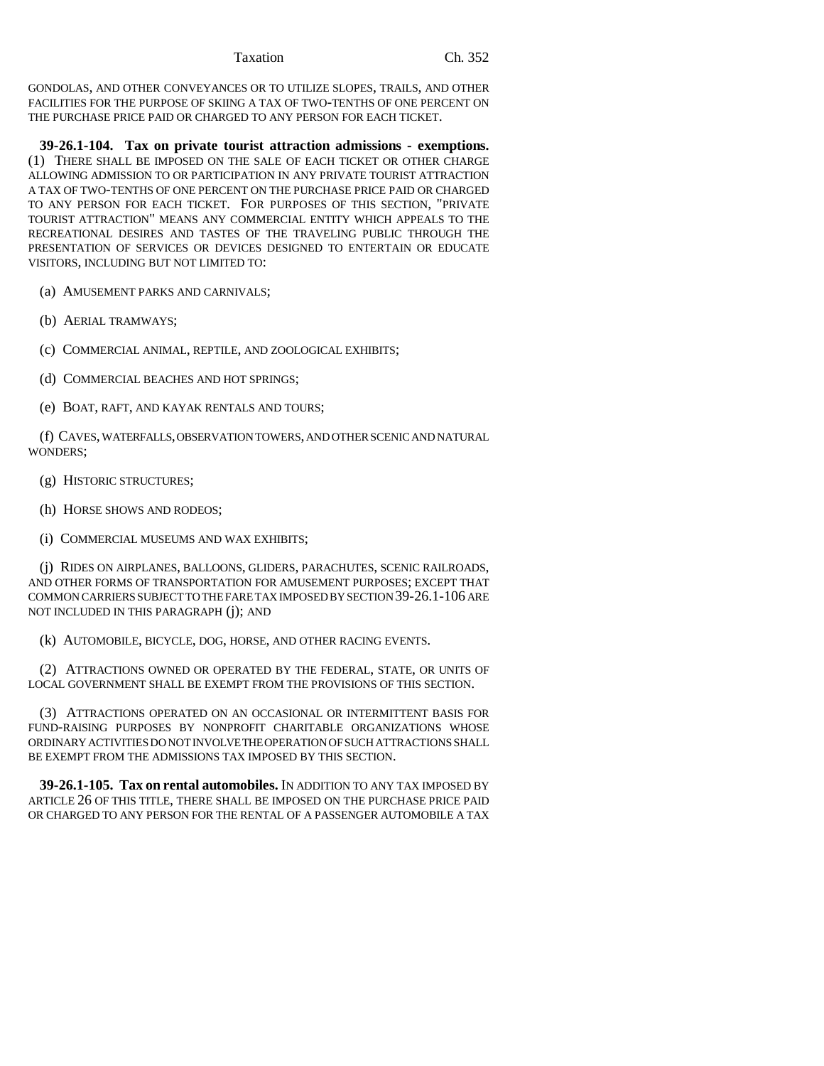GONDOLAS, AND OTHER CONVEYANCES OR TO UTILIZE SLOPES, TRAILS, AND OTHER FACILITIES FOR THE PURPOSE OF SKIING A TAX OF TWO-TENTHS OF ONE PERCENT ON THE PURCHASE PRICE PAID OR CHARGED TO ANY PERSON FOR EACH TICKET.

**39-26.1-104. Tax on private tourist attraction admissions - exemptions.** (1) THERE SHALL BE IMPOSED ON THE SALE OF EACH TICKET OR OTHER CHARGE ALLOWING ADMISSION TO OR PARTICIPATION IN ANY PRIVATE TOURIST ATTRACTION A TAX OF TWO-TENTHS OF ONE PERCENT ON THE PURCHASE PRICE PAID OR CHARGED TO ANY PERSON FOR EACH TICKET. FOR PURPOSES OF THIS SECTION, "PRIVATE TOURIST ATTRACTION" MEANS ANY COMMERCIAL ENTITY WHICH APPEALS TO THE RECREATIONAL DESIRES AND TASTES OF THE TRAVELING PUBLIC THROUGH THE PRESENTATION OF SERVICES OR DEVICES DESIGNED TO ENTERTAIN OR EDUCATE VISITORS, INCLUDING BUT NOT LIMITED TO:

(a) AMUSEMENT PARKS AND CARNIVALS;

(b) AERIAL TRAMWAYS;

(c) COMMERCIAL ANIMAL, REPTILE, AND ZOOLOGICAL EXHIBITS;

(d) COMMERCIAL BEACHES AND HOT SPRINGS;

(e) BOAT, RAFT, AND KAYAK RENTALS AND TOURS;

(f) CAVES, WATERFALLS, OBSERVATION TOWERS, AND OTHER SCENIC AND NATURAL WONDERS;

(g) HISTORIC STRUCTURES;

(h) HORSE SHOWS AND RODEOS;

(i) COMMERCIAL MUSEUMS AND WAX EXHIBITS;

(j) RIDES ON AIRPLANES, BALLOONS, GLIDERS, PARACHUTES, SCENIC RAILROADS, AND OTHER FORMS OF TRANSPORTATION FOR AMUSEMENT PURPOSES; EXCEPT THAT COMMON CARRIERS SUBJECT TO THE FARE TAX IMPOSED BY SECTION 39-26.1-106 ARE NOT INCLUDED IN THIS PARAGRAPH (j); AND

(k) AUTOMOBILE, BICYCLE, DOG, HORSE, AND OTHER RACING EVENTS.

(2) ATTRACTIONS OWNED OR OPERATED BY THE FEDERAL, STATE, OR UNITS OF LOCAL GOVERNMENT SHALL BE EXEMPT FROM THE PROVISIONS OF THIS SECTION.

(3) ATTRACTIONS OPERATED ON AN OCCASIONAL OR INTERMITTENT BASIS FOR FUND-RAISING PURPOSES BY NONPROFIT CHARITABLE ORGANIZATIONS WHOSE ORDINARY ACTIVITIES DO NOT INVOLVE THE OPERATION OF SUCH ATTRACTIONS SHALL BE EXEMPT FROM THE ADMISSIONS TAX IMPOSED BY THIS SECTION.

**39-26.1-105. Tax on rental automobiles.** IN ADDITION TO ANY TAX IMPOSED BY ARTICLE 26 OF THIS TITLE, THERE SHALL BE IMPOSED ON THE PURCHASE PRICE PAID OR CHARGED TO ANY PERSON FOR THE RENTAL OF A PASSENGER AUTOMOBILE A TAX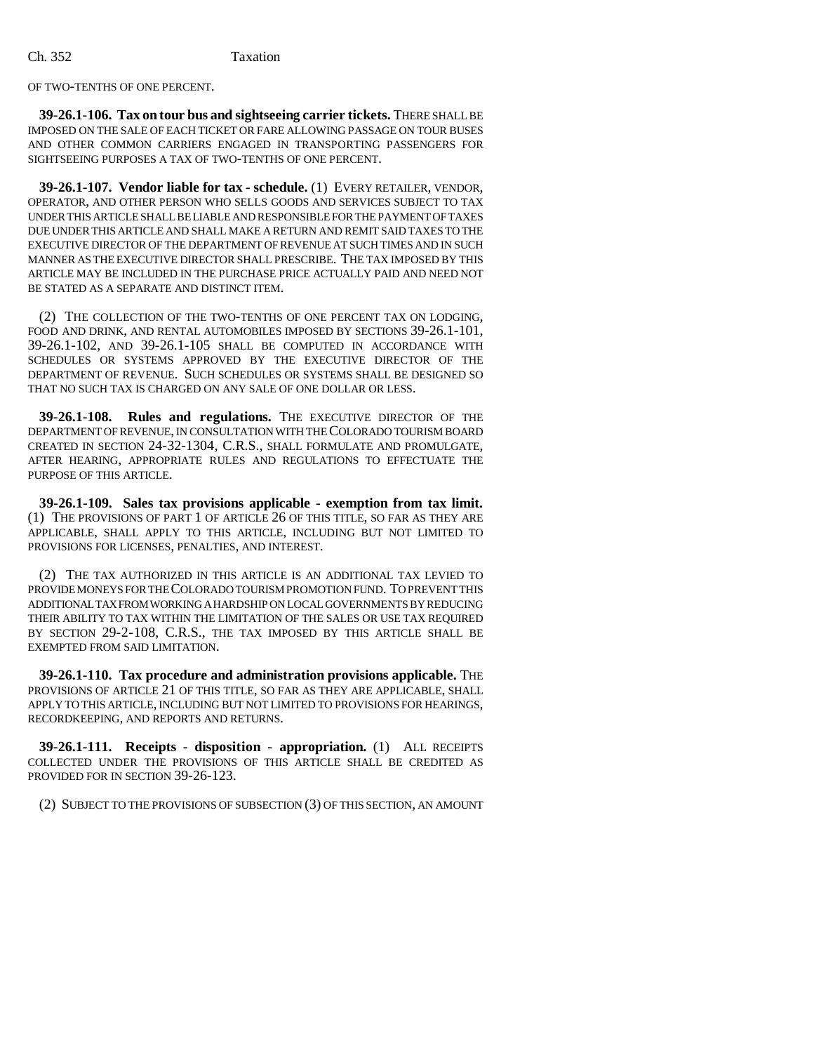OF TWO-TENTHS OF ONE PERCENT.

**39-26.1-106. Tax on tour bus and sightseeing carrier tickets.** THERE SHALL BE IMPOSED ON THE SALE OF EACH TICKET OR FARE ALLOWING PASSAGE ON TOUR BUSES AND OTHER COMMON CARRIERS ENGAGED IN TRANSPORTING PASSENGERS FOR SIGHTSEEING PURPOSES A TAX OF TWO-TENTHS OF ONE PERCENT.

**39-26.1-107. Vendor liable for tax - schedule.** (1) EVERY RETAILER, VENDOR, OPERATOR, AND OTHER PERSON WHO SELLS GOODS AND SERVICES SUBJECT TO TAX UNDER THIS ARTICLE SHALL BE LIABLE AND RESPONSIBLE FOR THE PAYMENT OF TAXES DUE UNDER THIS ARTICLE AND SHALL MAKE A RETURN AND REMIT SAID TAXES TO THE EXECUTIVE DIRECTOR OF THE DEPARTMENT OF REVENUE AT SUCH TIMES AND IN SUCH MANNER AS THE EXECUTIVE DIRECTOR SHALL PRESCRIBE. THE TAX IMPOSED BY THIS ARTICLE MAY BE INCLUDED IN THE PURCHASE PRICE ACTUALLY PAID AND NEED NOT BE STATED AS A SEPARATE AND DISTINCT ITEM.

(2) THE COLLECTION OF THE TWO-TENTHS OF ONE PERCENT TAX ON LODGING, FOOD AND DRINK, AND RENTAL AUTOMOBILES IMPOSED BY SECTIONS 39-26.1-101, 39-26.1-102, AND 39-26.1-105 SHALL BE COMPUTED IN ACCORDANCE WITH SCHEDULES OR SYSTEMS APPROVED BY THE EXECUTIVE DIRECTOR OF THE DEPARTMENT OF REVENUE. SUCH SCHEDULES OR SYSTEMS SHALL BE DESIGNED SO THAT NO SUCH TAX IS CHARGED ON ANY SALE OF ONE DOLLAR OR LESS.

**39-26.1-108. Rules and regulations.** THE EXECUTIVE DIRECTOR OF THE DEPARTMENT OF REVENUE, IN CONSULTATION WITH THE COLORADO TOURISM BOARD CREATED IN SECTION 24-32-1304, C.R.S., SHALL FORMULATE AND PROMULGATE, AFTER HEARING, APPROPRIATE RULES AND REGULATIONS TO EFFECTUATE THE PURPOSE OF THIS ARTICLE.

**39-26.1-109. Sales tax provisions applicable - exemption from tax limit.** (1) THE PROVISIONS OF PART 1 OF ARTICLE 26 OF THIS TITLE, SO FAR AS THEY ARE APPLICABLE, SHALL APPLY TO THIS ARTICLE, INCLUDING BUT NOT LIMITED TO PROVISIONS FOR LICENSES, PENALTIES, AND INTEREST.

(2) THE TAX AUTHORIZED IN THIS ARTICLE IS AN ADDITIONAL TAX LEVIED TO PROVIDE MONEYS FOR THE COLORADO TOURISM PROMOTION FUND. TO PREVENT THIS ADDITIONAL TAX FROM WORKING A HARDSHIP ON LOCAL GOVERNMENTS BY REDUCING THEIR ABILITY TO TAX WITHIN THE LIMITATION OF THE SALES OR USE TAX REQUIRED BY SECTION 29-2-108, C.R.S., THE TAX IMPOSED BY THIS ARTICLE SHALL BE EXEMPTED FROM SAID LIMITATION.

**39-26.1-110. Tax procedure and administration provisions applicable.** THE PROVISIONS OF ARTICLE 21 OF THIS TITLE, SO FAR AS THEY ARE APPLICABLE, SHALL APPLY TO THIS ARTICLE, INCLUDING BUT NOT LIMITED TO PROVISIONS FOR HEARINGS, RECORDKEEPING, AND REPORTS AND RETURNS.

**39-26.1-111. Receipts - disposition - appropriation.** (1) ALL RECEIPTS COLLECTED UNDER THE PROVISIONS OF THIS ARTICLE SHALL BE CREDITED AS PROVIDED FOR IN SECTION 39-26-123.

(2) SUBJECT TO THE PROVISIONS OF SUBSECTION (3) OF THIS SECTION, AN AMOUNT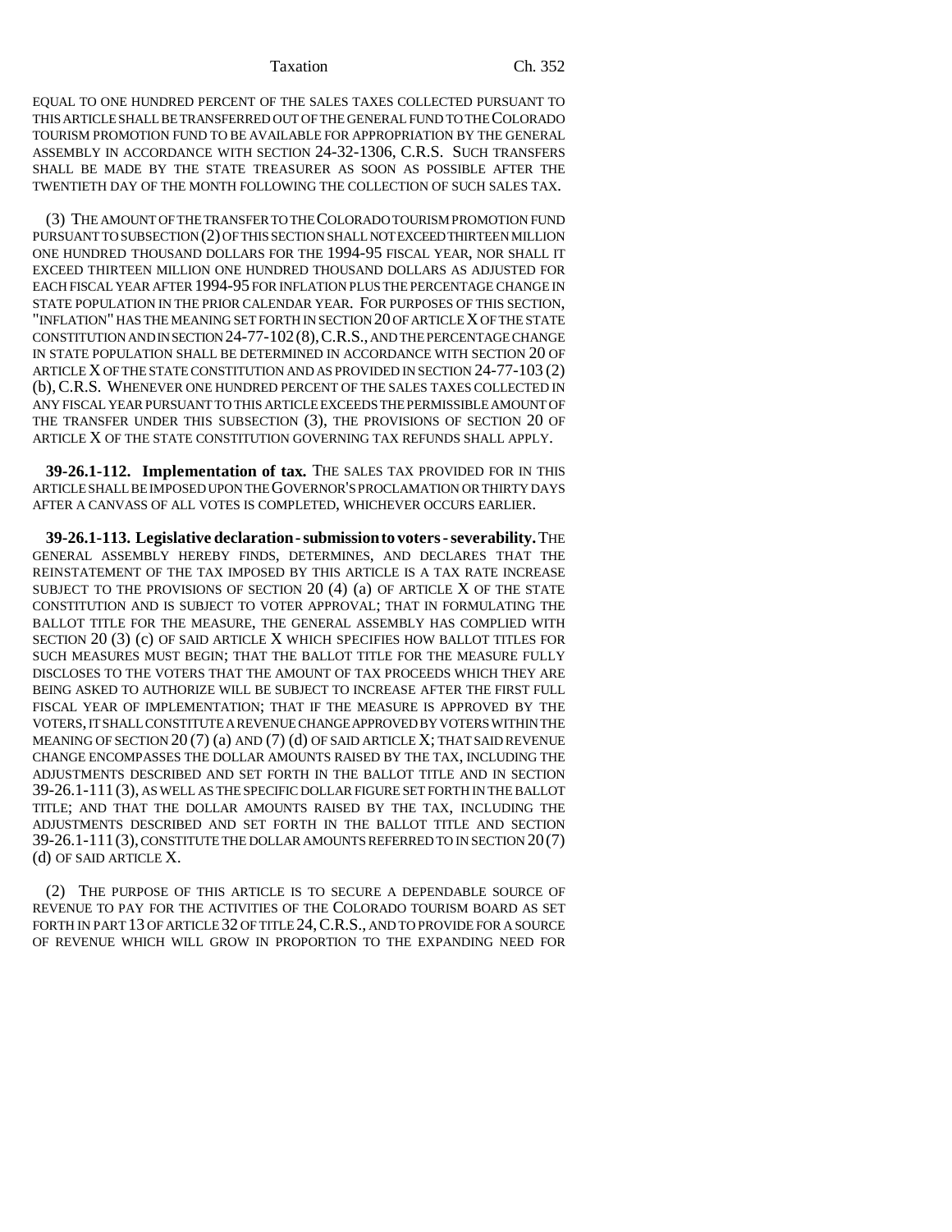EQUAL TO ONE HUNDRED PERCENT OF THE SALES TAXES COLLECTED PURSUANT TO THIS ARTICLE SHALL BE TRANSFERRED OUT OF THE GENERAL FUND TO THE COLORADO TOURISM PROMOTION FUND TO BE AVAILABLE FOR APPROPRIATION BY THE GENERAL ASSEMBLY IN ACCORDANCE WITH SECTION 24-32-1306, C.R.S. SUCH TRANSFERS SHALL BE MADE BY THE STATE TREASURER AS SOON AS POSSIBLE AFTER THE TWENTIETH DAY OF THE MONTH FOLLOWING THE COLLECTION OF SUCH SALES TAX.

(3) THE AMOUNT OF THE TRANSFER TO THE COLORADO TOURISM PROMOTION FUND PURSUANT TO SUBSECTION (2) OF THIS SECTION SHALL NOT EXCEED THIRTEEN MILLION ONE HUNDRED THOUSAND DOLLARS FOR THE 1994-95 FISCAL YEAR, NOR SHALL IT EXCEED THIRTEEN MILLION ONE HUNDRED THOUSAND DOLLARS AS ADJUSTED FOR EACH FISCAL YEAR AFTER 1994-95 FOR INFLATION PLUS THE PERCENTAGE CHANGE IN STATE POPULATION IN THE PRIOR CALENDAR YEAR. FOR PURPOSES OF THIS SECTION, "INFLATION" HAS THE MEANING SET FORTH IN SECTION 20 OF ARTICLE X OF THE STATE CONSTITUTION AND IN SECTION 24-77-102 (8), C.R.S., AND THE PERCENTAGE CHANGE IN STATE POPULATION SHALL BE DETERMINED IN ACCORDANCE WITH SECTION 20 OF ARTICLE X OF THE STATE CONSTITUTION AND AS PROVIDED IN SECTION 24-77-103 (2) (b), C.R.S. WHENEVER ONE HUNDRED PERCENT OF THE SALES TAXES COLLECTED IN ANY FISCAL YEAR PURSUANT TO THIS ARTICLE EXCEEDS THE PERMISSIBLE AMOUNT OF THE TRANSFER UNDER THIS SUBSECTION (3), THE PROVISIONS OF SECTION 20 OF ARTICLE X OF THE STATE CONSTITUTION GOVERNING TAX REFUNDS SHALL APPLY.

**39-26.1-112. Implementation of tax.** THE SALES TAX PROVIDED FOR IN THIS ARTICLE SHALL BE IMPOSED UPON THE GOVERNOR'S PROCLAMATION OR THIRTY DAYS AFTER A CANVASS OF ALL VOTES IS COMPLETED, WHICHEVER OCCURS EARLIER.

**39-26.1-113. Legislative declaration - submission to voters - severability.** THE GENERAL ASSEMBLY HEREBY FINDS, DETERMINES, AND DECLARES THAT THE REINSTATEMENT OF THE TAX IMPOSED BY THIS ARTICLE IS A TAX RATE INCREASE SUBJECT TO THE PROVISIONS OF SECTION 20 (4) (a) OF ARTICLE X OF THE STATE CONSTITUTION AND IS SUBJECT TO VOTER APPROVAL; THAT IN FORMULATING THE BALLOT TITLE FOR THE MEASURE, THE GENERAL ASSEMBLY HAS COMPLIED WITH SECTION 20 (3) (c) OF SAID ARTICLE X WHICH SPECIFIES HOW BALLOT TITLES FOR SUCH MEASURES MUST BEGIN; THAT THE BALLOT TITLE FOR THE MEASURE FULLY DISCLOSES TO THE VOTERS THAT THE AMOUNT OF TAX PROCEEDS WHICH THEY ARE BEING ASKED TO AUTHORIZE WILL BE SUBJECT TO INCREASE AFTER THE FIRST FULL FISCAL YEAR OF IMPLEMENTATION; THAT IF THE MEASURE IS APPROVED BY THE VOTERS, IT SHALL CONSTITUTE A REVENUE CHANGE APPROVED BY VOTERS WITHIN THE MEANING OF SECTION 20 (7) (a) AND (7) (d) OF SAID ARTICLE X; THAT SAID REVENUE CHANGE ENCOMPASSES THE DOLLAR AMOUNTS RAISED BY THE TAX, INCLUDING THE ADJUSTMENTS DESCRIBED AND SET FORTH IN THE BALLOT TITLE AND IN SECTION 39-26.1-111 (3), AS WELL AS THE SPECIFIC DOLLAR FIGURE SET FORTH IN THE BALLOT TITLE; AND THAT THE DOLLAR AMOUNTS RAISED BY THE TAX, INCLUDING THE ADJUSTMENTS DESCRIBED AND SET FORTH IN THE BALLOT TITLE AND SECTION 39-26.1-111 (3), CONSTITUTE THE DOLLAR AMOUNTS REFERRED TO IN SECTION 20 (7) (d) OF SAID ARTICLE X.

(2) THE PURPOSE OF THIS ARTICLE IS TO SECURE A DEPENDABLE SOURCE OF REVENUE TO PAY FOR THE ACTIVITIES OF THE COLORADO TOURISM BOARD AS SET FORTH IN PART 13 OF ARTICLE 32 OF TITLE 24, C.R.S., AND TO PROVIDE FOR A SOURCE OF REVENUE WHICH WILL GROW IN PROPORTION TO THE EXPANDING NEED FOR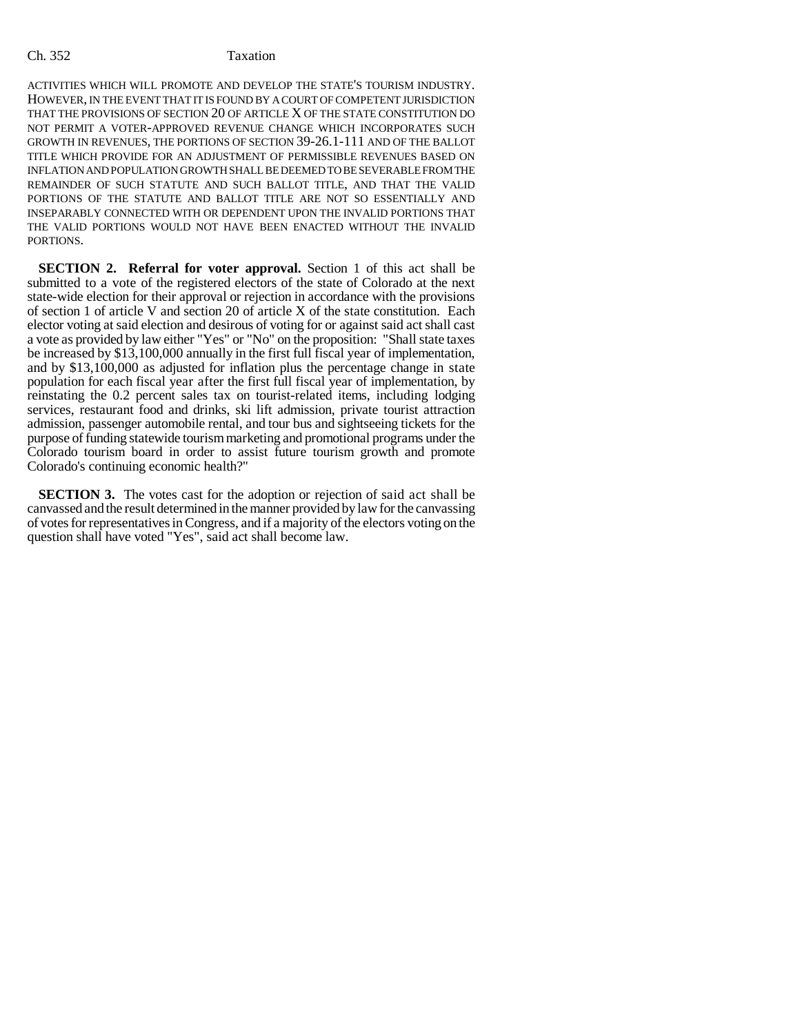ACTIVITIES WHICH WILL PROMOTE AND DEVELOP THE STATE'S TOURISM INDUSTRY. HOWEVER, IN THE EVENT THAT IT IS FOUND BY A COURT OF COMPETENT JURISDICTION THAT THE PROVISIONS OF SECTION 20 OF ARTICLE X OF THE STATE CONSTITUTION DO NOT PERMIT A VOTER-APPROVED REVENUE CHANGE WHICH INCORPORATES SUCH GROWTH IN REVENUES, THE PORTIONS OF SECTION 39-26.1-111 AND OF THE BALLOT TITLE WHICH PROVIDE FOR AN ADJUSTMENT OF PERMISSIBLE REVENUES BASED ON INFLATION AND POPULATION GROWTH SHALL BE DEEMED TO BE SEVERABLE FROM THE REMAINDER OF SUCH STATUTE AND SUCH BALLOT TITLE, AND THAT THE VALID PORTIONS OF THE STATUTE AND BALLOT TITLE ARE NOT SO ESSENTIALLY AND INSEPARABLY CONNECTED WITH OR DEPENDENT UPON THE INVALID PORTIONS THAT THE VALID PORTIONS WOULD NOT HAVE BEEN ENACTED WITHOUT THE INVALID PORTIONS.

**SECTION 2. Referral for voter approval.** Section 1 of this act shall be submitted to a vote of the registered electors of the state of Colorado at the next state-wide election for their approval or rejection in accordance with the provisions of section 1 of article V and section 20 of article X of the state constitution. Each elector voting at said election and desirous of voting for or against said act shall cast a vote as provided by law either "Yes" or "No" on the proposition: "Shall state taxes be increased by $13,100,000 annually in the first full fiscal year of implementation, and by $13,100,000 as adjusted for inflation plus the percentage change in state population for each fiscal year after the first full fiscal year of implementation, by reinstating the 0.2 percent sales tax on tourist-related items, including lodging services, restaurant food and drinks, ski lift admission, private tourist attraction admission, passenger automobile rental, and tour bus and sightseeing tickets for the purpose of funding statewide tourism marketing and promotional programs under the Colorado tourism board in order to assist future tourism growth and promote Colorado's continuing economic health?"

**SECTION 3.** The votes cast for the adoption or rejection of said act shall be canvassed and the result determined in the manner provided by law for the canvassing of votes for representatives in Congress, and if a majority of the electors voting on the question shall have voted "Yes", said act shall become law.